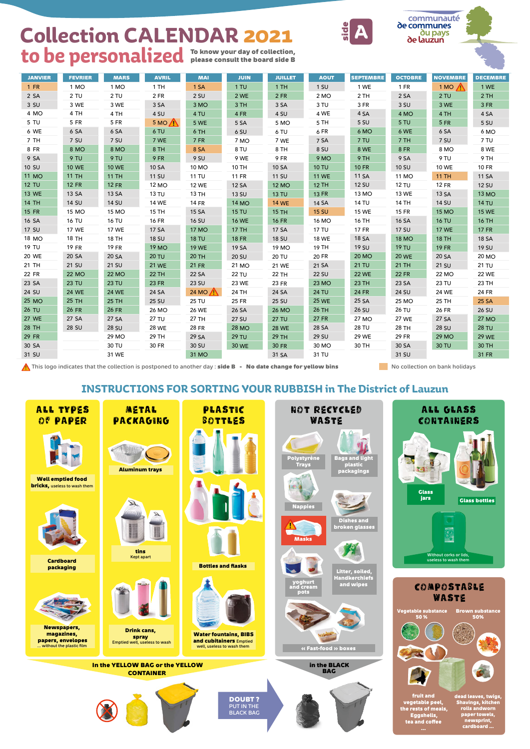# Collection CALENDAR 2021 to be personalized

To know your day of collection, please consult the board side B

side A

communauté de communes du pays de lauzun

| JANVIER | FEVRIER | MARS | AVRIL | MAI | JUIN | JUILLET | AOUT | SEPTEMBRE | OCTOBRE | NOVEMBRE | DECEMBRE |
|---|---|---|---|---|---|---|---|---|---|---|---|
| 1 FR | 1 MO | 1 MO | 1 TH | 1 SA | 1 TU | 1 TH | 1 SU | 1 WE | 1 FR | 1 MO ⚠ | 1 WE |
| 2 SA | 2 TU | 2 TU | 2 FR | 2 SU | 2 WE | 2 FR | 2 MO | 2 TH | 2 SA | 2 TU | 2 TH |
| 3 SU | 3 WE | 3 WE | 3 SA | 3 MO | 3 TH | 3 SA | 3 TU | 3 FR | 3 SU | 3 WE | 3 FR |
| 4 MO | 4 TH | 4 TH | 4 SU | 4 TU | 4 FR | 4 SU | 4 WE | 4 SA | 4 MO | 4 TH | 4 SA |
| 5 TU | 5 FR | 5 FR | 5 MO ⚠ | 5 WE | 5 SA | 5 MO | 5 TH | 5 SU | 5 TU | 5 FR | 5 SU |
| 6 WE | 6 SA | 6 SA | 6 TU | 6 TH | 6 SU | 6 TU | 6 FR | 6 MO | 6 WE | 6 SA | 6 MO |
| 7 TH | 7 SU | 7 SU | 7 WE | 7 FR | 7 MO | 7 WE | 7 SA | 7 TU | 7 TH | 7 SU | 7 TU |
| 8 FR | 8 MO | 8 MO | 8 TH | 8 SA | 8 TU | 8 TH | 8 SU | 8 WE | 8 FR | 8 MO | 8 WE |
| 9 SA | 9 TU | 9 TU | 9 FR | 9 SU | 9 WE | 9 FR | 9 MO | 9 TH | 9 SA | 9 TU | 9 TH |
| 10 SU | 10 WE | 10 WE | 10 SA | 10 MO | 10 TH | 10 SA | 10 TU | 10 FR | 10 SU | 10 WE | 10 FR |
| 11 MO | 11 TH | 11 TH | 11 SU | 11 TU | 11 FR | 11 SU | 11 WE | 11 SA | 11 MO | 11 TH | 11 SA |
| 12 TU | 12 FR | 12 FR | 12 MO | 12 WE | 12 SA | 12 MO | 12 TH | 12 SU | 12 TU | 12 FR | 12 SU |
| 13 WE | 13 SA | 13 SA | 13 TU | 13 TH | 13 SU | 13 TU | 13 FR | 13 MO | 13 WE | 13 SA | 13 MO |
| 14 TH | 14 SU | 14 SU | 14 WE | 14 FR | 14 MO | 14 WE | 14 SA | 14 TU | 14 TH | 14 SU | 14 TU |
| 15 FR | 15 MO | 15 MO | 15 TH | 15 SA | 15 TU | 15 TH | 15 SU | 15 WE | 15 FR | 15 MO | 15 WE |
| 16 SA | 16 TU | 16 TU | 16 FR | 16 SU | 16 WE | 16 FR | 16 MO | 16 TH | 16 SA | 16 TU | 16 TH |
| 17 SU | 17 WE | 17 WE | 17 SA | 17 MO | 17 TH | 17 SA | 17 TU | 17 FR | 17 SU | 17 WE | 17 FR |
| 18 MO | 18 TH | 18 TH | 18 SU | 18 TU | 18 FR | 18 SU | 18 WE | 18 SA | 18 MO | 18 TH | 18 SA |
| 19 TU | 19 FR | 19 FR | 19 MO | 19 WE | 19 SA | 19 MO | 19 TH | 19 SU | 19 TU | 19 FR | 19 SU |
| 20 WE | 20 SA | 20 SA | 20 TU | 20 TH | 20 SU | 20 TU | 20 FR | 20 MO | 20 WE | 20 SA | 20 MO |
| 21 TH | 21 SU | 21 SU | 21 WE | 21 FR | 21 MO | 21 WE | 21 SA | 21 TU | 21 TH | 21 SU | 21 TU |
| 22 FR | 22 MO | 22 MO | 22 TH | 22 SA | 22 TU | 22 TH | 22 SU | 22 WE | 22 FR | 22 MO | 22 WE |
| 23 SA | 23 TU | 23 TU | 23 FR | 23 SU | 23 WE | 23 FR | 23 MO | 23 TH | 23 SA | 23 TU | 23 TH |
| 24 SU | 24 WE | 24 WE | 24 SA | 24 MO ⚠ | 24 TH | 24 SA | 24 TU | 24 FR | 24 SU | 24 WE | 24 FR |
| 25 MO | 25 TH | 25 TH | 25 SU | 25 TU | 25 FR | 25 SU | 25 WE | 25 SA | 25 MO | 25 TH | 25 SA |
| 26 TU | 26 FR | 26 FR | 26 MO | 26 WE | 26 SA | 26 MO | 26 TH | 26 SU | 26 TU | 26 FR | 26 SU |
| 27 WE | 27 SA | 27 SA | 27 TU | 27 TH | 27 SU | 27 TU | 27 FR | 27 MO | 27 WE | 27 SA | 27 MO |
| 28 TH | 28 SU | 28 SU | 28 WE | 28 FR | 28 MO | 28 WE | 28 SA | 28 TU | 28 TH | 28 SU | 28 TU |
| 29 FR | | 29 MO | 29 TH | 29 SA | 29 TU | 29 TH | 29 SU | 29 WE | 29 FR | 29 MO | 29 WE |
| 30 SA | | 30 TU | 30 FR | 30 SU | 30 WE | 30 FR | 30 MO | 30 TH | 30 SA | 30 TU | 30 TH |
| 31 SU | | 31 WE | | 31 MO | | 31 SA | 31 TU | | 31 SU | | 31 FR |

⚠ This logo indicates that the collection is postponed to another day : **side B** - **No date change for yellow bins**

No collection on bank holidays

## INSTRUCTIONS FOR SORTING YOUR RUBBISH in The District of Lauzun

### ALL TYPES OF PAPER

- **Well emptied food bricks,** useless to wash them
- **Cardboard packaging**
- **Newspapers, magazines, papers, envelopes** ... without the plastic film

### METAL PACKAGING

- **Aluminum trays**
- **tins** Kept apart
- **Drink cans, spray** Emptied well, useless to wash

### PLASTIC BOTTLES

- **Bottles and flasks**
- **Water fountains, BIBS and cubitainers** Emptied well, useless to wash them

**In the YELLOW BAG or the YELLOW CONTAINER**

**DOUBT ?** PUT IN THE BLACK BAG

### NOT RECYCLED WASTE

- **Polystyrène Trays**
- **Bags and light plastic packagings**
- **Nappies**
- **Dishes and broken glasses**
- ⚠ **Masks**
- **yoghurt and cream pots**
- **Litter, soiled, Handkerchiefs and wipes**
- **« Fast-food » boxes**

**in the BLACK BAG**

### ALL GLASS CONTAINERS

- **Glass jars**
- **Glass bottles**

Without corks or lids, useless to wash them

### COMPOSTABLE WASTE

**Vegetable substance 50 %**

**fruit and vegetable peel, the rests of meals, Eggshells, tea and coffee ...**

**Brown substance 50%**

**dead leaves, twigs, Shavings, kitchen rolls andworn paper towels, newsprint, cardboard ...**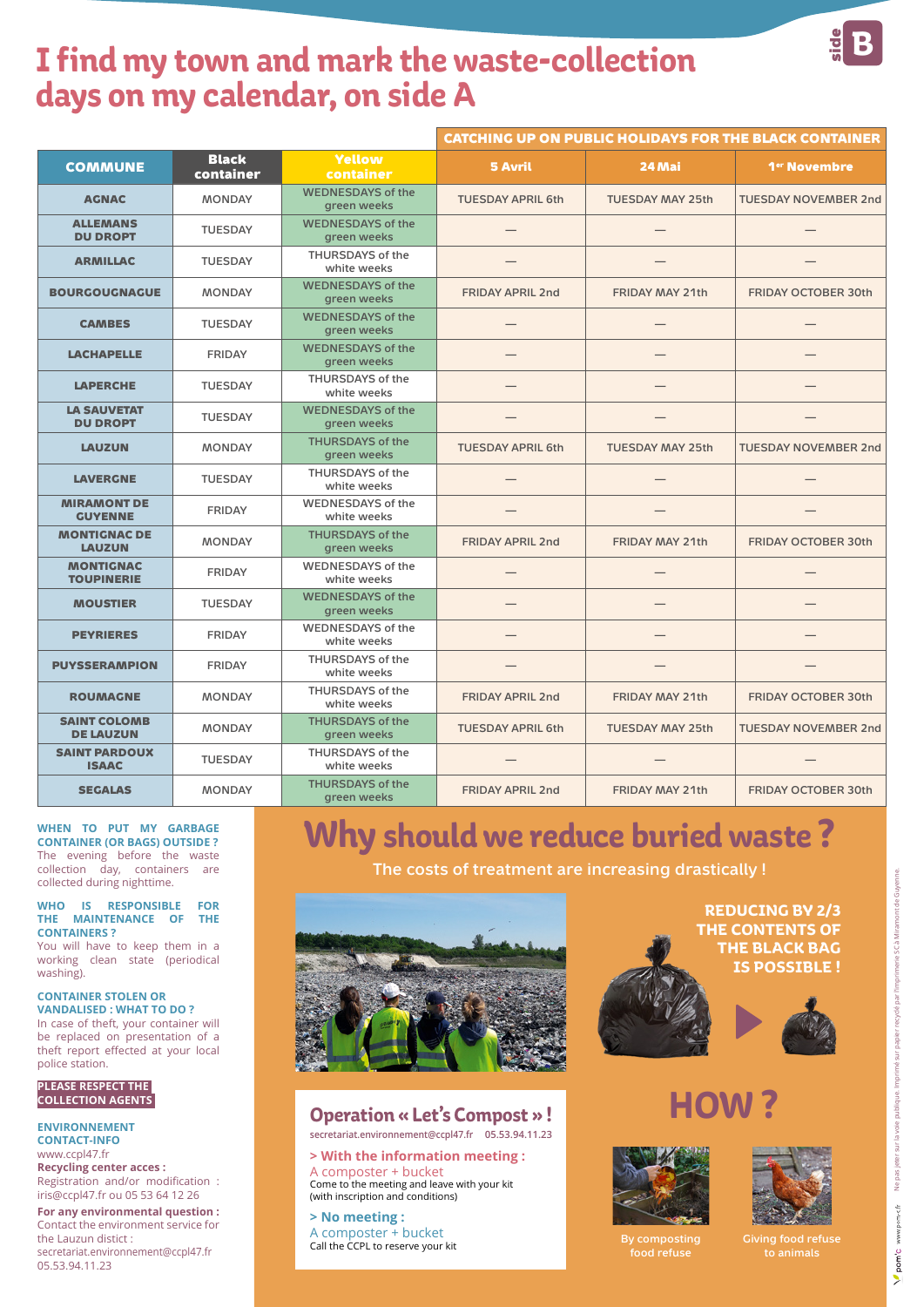# I find my town and mark the waste-collection days on my calendar, on side A

side **B**

| | | | CATCHING UP ON PUBLIC HOLIDAYS FOR THE BLACK CONTAINER | | |
|---|---|---|---|---|---|
| COMMUNE | Black container | Yellow container | 5 Avril | 24 Mai | 1er Novembre |
| AGNAC | MONDAY | WEDNESDAYS of the green weeks | TUESDAY APRIL 6th | TUESDAY MAY 25th | TUESDAY NOVEMBER 2nd |
| ALLEMANS DU DROPT | TUESDAY | WEDNESDAYS of the green weeks | — | — | — |
| ARMILLAC | TUESDAY | THURSDAYS of the white weeks | — | — | — |
| BOURGOUGNAGUE | MONDAY | WEDNESDAYS of the green weeks | FRIDAY APRIL 2nd | FRIDAY MAY 21th | FRIDAY OCTOBER 30th |
| CAMBES | TUESDAY | WEDNESDAYS of the green weeks | — | — | — |
| LACHAPELLE | FRIDAY | WEDNESDAYS of the green weeks | — | — | — |
| LAPERCHE | TUESDAY | THURSDAYS of the white weeks | — | — | — |
| LA SAUVETAT DU DROPT | TUESDAY | WEDNESDAYS of the green weeks | — | — | — |
| LAUZUN | MONDAY | THURSDAYS of the green weeks | TUESDAY APRIL 6th | TUESDAY MAY 25th | TUESDAY NOVEMBER 2nd |
| LAVERGNE | TUESDAY | THURSDAYS of the white weeks | — | — | — |
| MIRAMONT DE GUYENNE | FRIDAY | WEDNESDAYS of the white weeks | — | — | — |
| MONTIGNAC DE LAUZUN | MONDAY | THURSDAYS of the green weeks | FRIDAY APRIL 2nd | FRIDAY MAY 21th | FRIDAY OCTOBER 30th |
| MONTIGNAC TOUPINERIE | FRIDAY | WEDNESDAYS of the white weeks | — | — | — |
| MOUSTIER | TUESDAY | WEDNESDAYS of the green weeks | — | — | — |
| PEYRIERES | FRIDAY | WEDNESDAYS of the white weeks | — | — | — |
| PUYSSERAMPION | FRIDAY | THURSDAYS of the white weeks | — | — | — |
| ROUMAGNE | MONDAY | THURSDAYS of the white weeks | FRIDAY APRIL 2nd | FRIDAY MAY 21th | FRIDAY OCTOBER 30th |
| SAINT COLOMB DE LAUZUN | MONDAY | THURSDAYS of the green weeks | TUESDAY APRIL 6th | TUESDAY MAY 25th | TUESDAY NOVEMBER 2nd |
| SAINT PARDOUX ISAAC | TUESDAY | THURSDAYS of the white weeks | — | — | — |
| SEGALAS | MONDAY | THURSDAYS of the green weeks | FRIDAY APRIL 2nd | FRIDAY MAY 21th | FRIDAY OCTOBER 30th |

**WHEN TO PUT MY GARBAGE CONTAINER (OR BAGS) OUTSIDE ?**
The evening before the waste collection day, containers are collected during nighttime.

**WHO IS RESPONSIBLE FOR THE MAINTENANCE OF THE CONTAINERS ?**
You will have to keep them in a working clean state (periodical washing).

**CONTAINER STOLEN OR VANDALISED : WHAT TO DO ?**
In case of theft, your container will be replaced on presentation of a theft report effected at your local police station.

**PLEASE RESPECT THE COLLECTION AGENTS**

**ENVIRONNEMENT CONTACT-INFO**
www.ccpl47.fr
**Recycling center acces :**
Registration and/or modification : iris@ccpl47.fr ou 05 53 64 12 26
**For any environmental question :**
Contact the environment service for the Lauzun distict :
secretariat.environnement@ccpl47.fr
05.53.94.11.23

## Why should we reduce buried waste ?

The costs of treatment are increasing drastically !

**REDUCING BY 2/3 THE CONTENTS OF THE BLACK BAG IS POSSIBLE !**

### Operation « Let's Compost » !

secretariat.environnement@ccpl47.fr 05.53.94.11.23

**> With the information meeting :**
A composter + bucket
Come to the meeting and leave with your kit (with inscription and conditions)

**> No meeting :**
A composter + bucket
Call the CCPL to reserve your kit

## HOW ?

By composting food refuse

Giving food refuse to animals

Ne pas jeter sur la voie publique. Imprimé sur papier recyclé par l'imprimerie SC à Miramont de Guyenne.